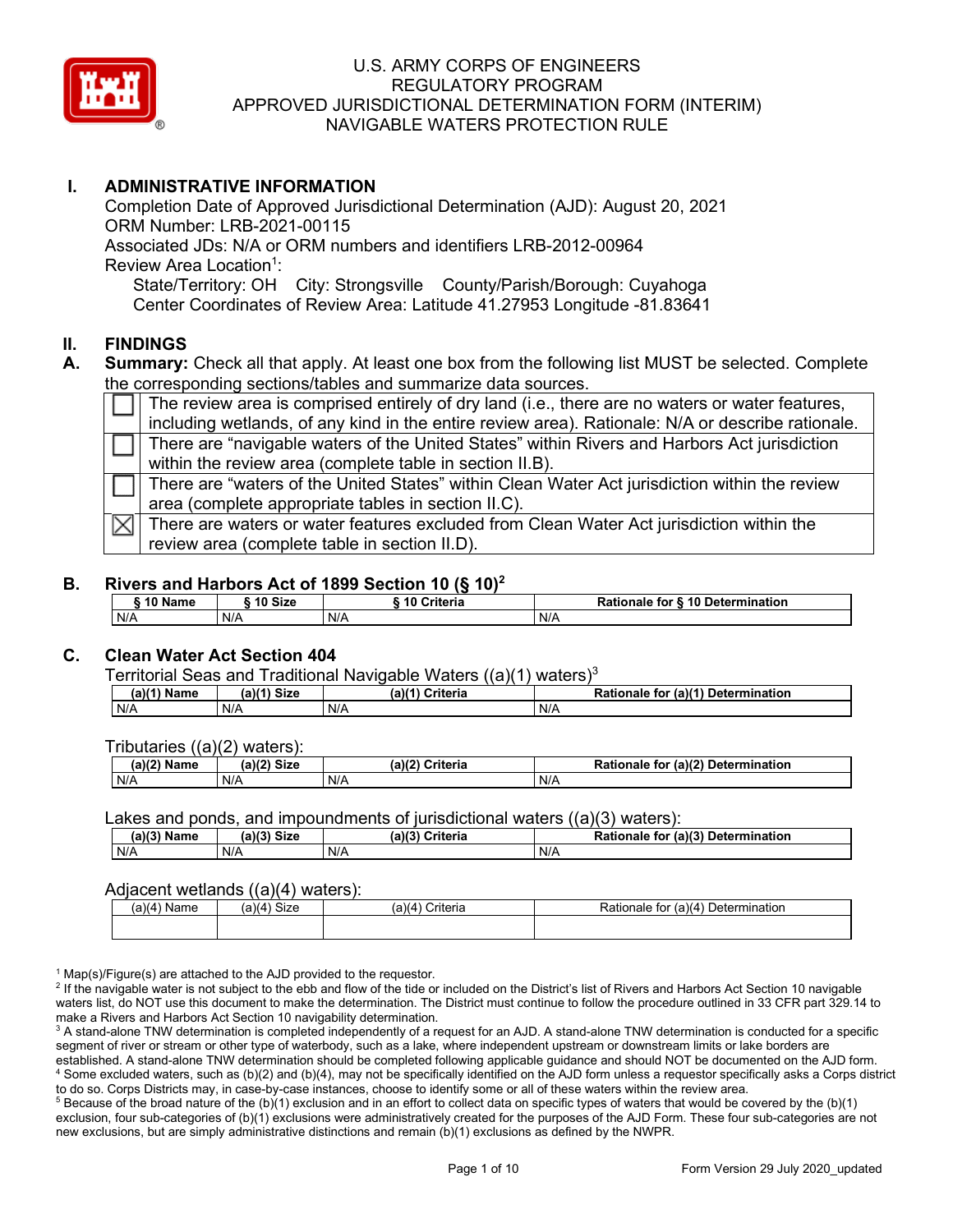# U.S. ARMY CORPS OF ENGINEERS
# REGULATORY PROGRAM
# APPROVED JURISDICTIONAL DETERMINATION FORM (INTERIM)
# NAVIGABLE WATERS PROTECTION RULE

## I. ADMINISTRATIVE INFORMATION

Completion Date of Approved Jurisdictional Determination (AJD): August 20, 2021
ORM Number: LRB-2021-00115
Associated JDs: N/A or ORM numbers and identifiers LRB-2012-00964
Review Area Location[1]:
State/Territory: OH City: Strongsville County/Parish/Borough: Cuyahoga
Center Coordinates of Review Area: Latitude 41.27953 Longitude -81.83641

## II. FINDINGS

**A. Summary:** Check all that apply. At least one box from the following list MUST be selected. Complete the corresponding sections/tables and summarize data sources.

| | |
|---|---|
| ☐ | The review area is comprised entirely of dry land (i.e., there are no waters or water features, including wetlands, of any kind in the entire review area). Rationale: N/A or describe rationale. |
| ☐ | There are "navigable waters of the United States" within Rivers and Harbors Act jurisdiction within the review area (complete table in section II.B). |
| ☐ | There are "waters of the United States" within Clean Water Act jurisdiction within the review area (complete appropriate tables in section II.C). |
| ☒ | There are waters or water features excluded from Clean Water Act jurisdiction within the review area (complete table in section II.D). |

**B. Rivers and Harbors Act of 1899 Section 10 (§ 10)[2]**

| § 10 Name | § 10 Size | § 10 Criteria | Rationale for § 10 Determination |
|---|---|---|---|
| N/A | N/A | N/A | N/A |

**C. Clean Water Act Section 404**

Territorial Seas and Traditional Navigable Waters ((a)(1) waters)[3]

| (a)(1) Name | (a)(1) Size | (a)(1) Criteria | Rationale for (a)(1) Determination |
|---|---|---|---|
| N/A | N/A | N/A | N/A |

Tributaries ((a)(2) waters):

| (a)(2) Name | (a)(2) Size | (a)(2) Criteria | Rationale for (a)(2) Determination |
|---|---|---|---|
| N/A | N/A | N/A | N/A |

Lakes and ponds, and impoundments of jurisdictional waters ((a)(3) waters):

| (a)(3) Name | (a)(3) Size | (a)(3) Criteria | Rationale for (a)(3) Determination |
|---|---|---|---|
| N/A | N/A | N/A | N/A |

Adjacent wetlands ((a)(4) waters):

| (a)(4) Name | (a)(4) Size | (a)(4) Criteria | Rationale for (a)(4) Determination |
|---|---|---|---|
| | | | |

[1] Map(s)/Figure(s) are attached to the AJD provided to the requestor.
[2] If the navigable water is not subject to the ebb and flow of the tide or included on the District's list of Rivers and Harbors Act Section 10 navigable waters list, do NOT use this document to make the determination. The District must continue to follow the procedure outlined in 33 CFR part 329.14 to make a Rivers and Harbors Act Section 10 navigability determination.
[3] A stand-alone TNW determination is completed independently of a request for an AJD. A stand-alone TNW determination is conducted for a specific segment of river or stream or other type of waterbody, such as a lake, where independent upstream or downstream limits or lake borders are established. A stand-alone TNW determination should be completed following applicable guidance and should NOT be documented on the AJD form.
[4] Some excluded waters, such as (b)(2) and (b)(4), may not be specifically identified on the AJD form unless a requestor specifically asks a Corps district to do so. Corps Districts may, in case-by-case instances, choose to identify some or all of these waters within the review area.
[5] Because of the broad nature of the (b)(1) exclusion and in an effort to collect data on specific types of waters that would be covered by the (b)(1) exclusion, four sub-categories of (b)(1) exclusions were administratively created for the purposes of the AJD Form. These four sub-categories are not new exclusions, but are simply administrative distinctions and remain (b)(1) exclusions as defined by the NWPR.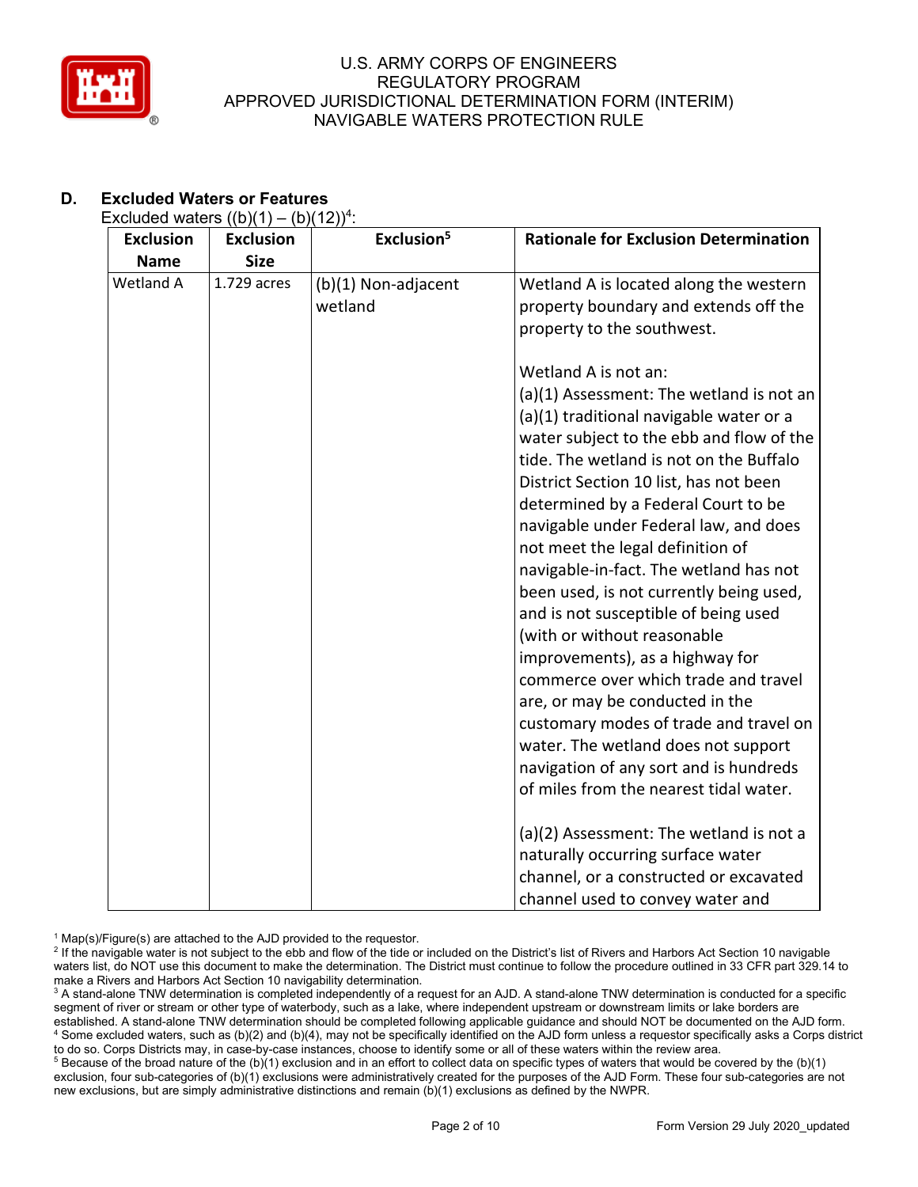## D. Excluded Waters or Features

Excluded waters ((b)(1) – (b)(12))[4]:

| Exclusion Name | Exclusion Size | Exclusion[5] | Rationale for Exclusion Determination |
|---|---|---|---|
| Wetland A | 1.729 acres | (b)(1) Non-adjacent wetland | Wetland A is located along the western property boundary and extends off the property to the southwest.<br><br>Wetland A is not an:<br>(a)(1) Assessment: The wetland is not an (a)(1) traditional navigable water or a water subject to the ebb and flow of the tide. The wetland is not on the Buffalo District Section 10 list, has not been determined by a Federal Court to be navigable under Federal law, and does not meet the legal definition of navigable-in-fact. The wetland has not been used, is not currently being used, and is not susceptible of being used (with or without reasonable improvements), as a highway for commerce over which trade and travel are, or may be conducted in the customary modes of trade and travel on water. The wetland does not support navigation of any sort and is hundreds of miles from the nearest tidal water.<br><br>(a)(2) Assessment: The wetland is not a naturally occurring surface water channel, or a constructed or excavated channel used to convey water and |

[1] Map(s)/Figure(s) are attached to the AJD provided to the requestor.
[2] If the navigable water is not subject to the ebb and flow of the tide or included on the District's list of Rivers and Harbors Act Section 10 navigable waters list, do NOT use this document to make the determination. The District must continue to follow the procedure outlined in 33 CFR part 329.14 to make a Rivers and Harbors Act Section 10 navigability determination.
[3] A stand-alone TNW determination is completed independently of a request for an AJD. A stand-alone TNW determination is conducted for a specific segment of river or stream or other type of waterbody, such as a lake, where independent upstream or downstream limits or lake borders are established. A stand-alone TNW determination should be completed following applicable guidance and should NOT be documented on the AJD form.
[4] Some excluded waters, such as (b)(2) and (b)(4), may not be specifically identified on the AJD form unless a requestor specifically asks a Corps district to do so. Corps Districts may, in case-by-case instances, choose to identify some or all of these waters within the review area.
[5] Because of the broad nature of the (b)(1) exclusion and in an effort to collect data on specific types of waters that would be covered by the (b)(1) exclusion, four sub-categories of (b)(1) exclusions were administratively created for the purposes of the AJD Form. These four sub-categories are not new exclusions, but are simply administrative distinctions and remain (b)(1) exclusions as defined by the NWPR.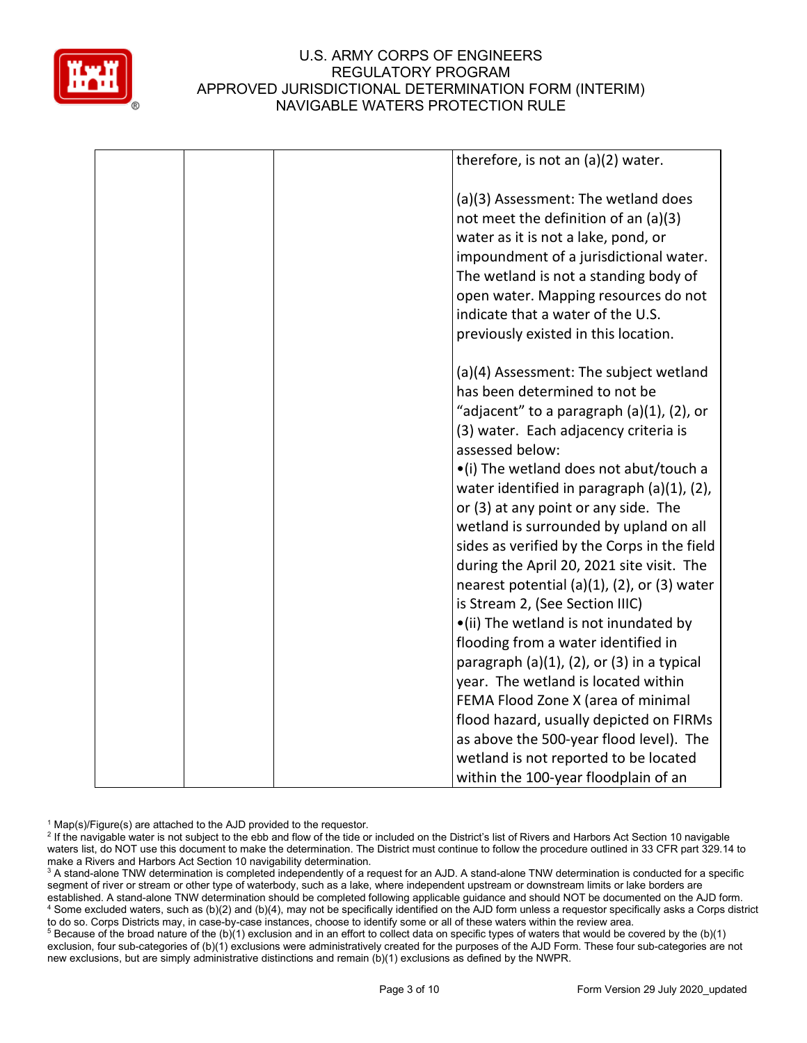| | | | therefore, is not an (a)(2) water.<br><br>(a)(3) Assessment: The wetland does not meet the definition of an (a)(3) water as it is not a lake, pond, or impoundment of a jurisdictional water. The wetland is not a standing body of open water. Mapping resources do not indicate that a water of the U.S. previously existed in this location.<br><br>(a)(4) Assessment: The subject wetland has been determined to not be "adjacent" to a paragraph (a)(1), (2), or (3) water. Each adjacency criteria is assessed below:<br>•(i) The wetland does not abut/touch a water identified in paragraph (a)(1), (2), or (3) at any point or any side. The wetland is surrounded by upland on all sides as verified by the Corps in the field during the April 20, 2021 site visit. The nearest potential (a)(1), (2), or (3) water is Stream 2, (See Section IIIC)<br>•(ii) The wetland is not inundated by flooding from a water identified in paragraph (a)(1), (2), or (3) in a typical year. The wetland is located within FEMA Flood Zone X (area of minimal flood hazard, usually depicted on FIRMs as above the 500-year flood level). The wetland is not reported to be located within the 100-year floodplain of an |
|---|---|---|---|

[1] Map(s)/Figure(s) are attached to the AJD provided to the requestor.
[2] If the navigable water is not subject to the ebb and flow of the tide or included on the District's list of Rivers and Harbors Act Section 10 navigable waters list, do NOT use this document to make the determination. The District must continue to follow the procedure outlined in 33 CFR part 329.14 to make a Rivers and Harbors Act Section 10 navigability determination.
[3] A stand-alone TNW determination is completed independently of a request for an AJD. A stand-alone TNW determination is conducted for a specific segment of river or stream or other type of waterbody, such as a lake, where independent upstream or downstream limits or lake borders are established. A stand-alone TNW determination should be completed following applicable guidance and should NOT be documented on the AJD form.
[4] Some excluded waters, such as (b)(2) and (b)(4), may not be specifically identified on the AJD form unless a requestor specifically asks a Corps district to do so. Corps Districts may, in case-by-case instances, choose to identify some or all of these waters within the review area.
[5] Because of the broad nature of the (b)(1) exclusion and in an effort to collect data on specific types of waters that would be covered by the (b)(1) exclusion, four sub-categories of (b)(1) exclusions were administratively created for the purposes of the AJD Form. These four sub-categories are not new exclusions, but are simply administrative distinctions and remain (b)(1) exclusions as defined by the NWPR.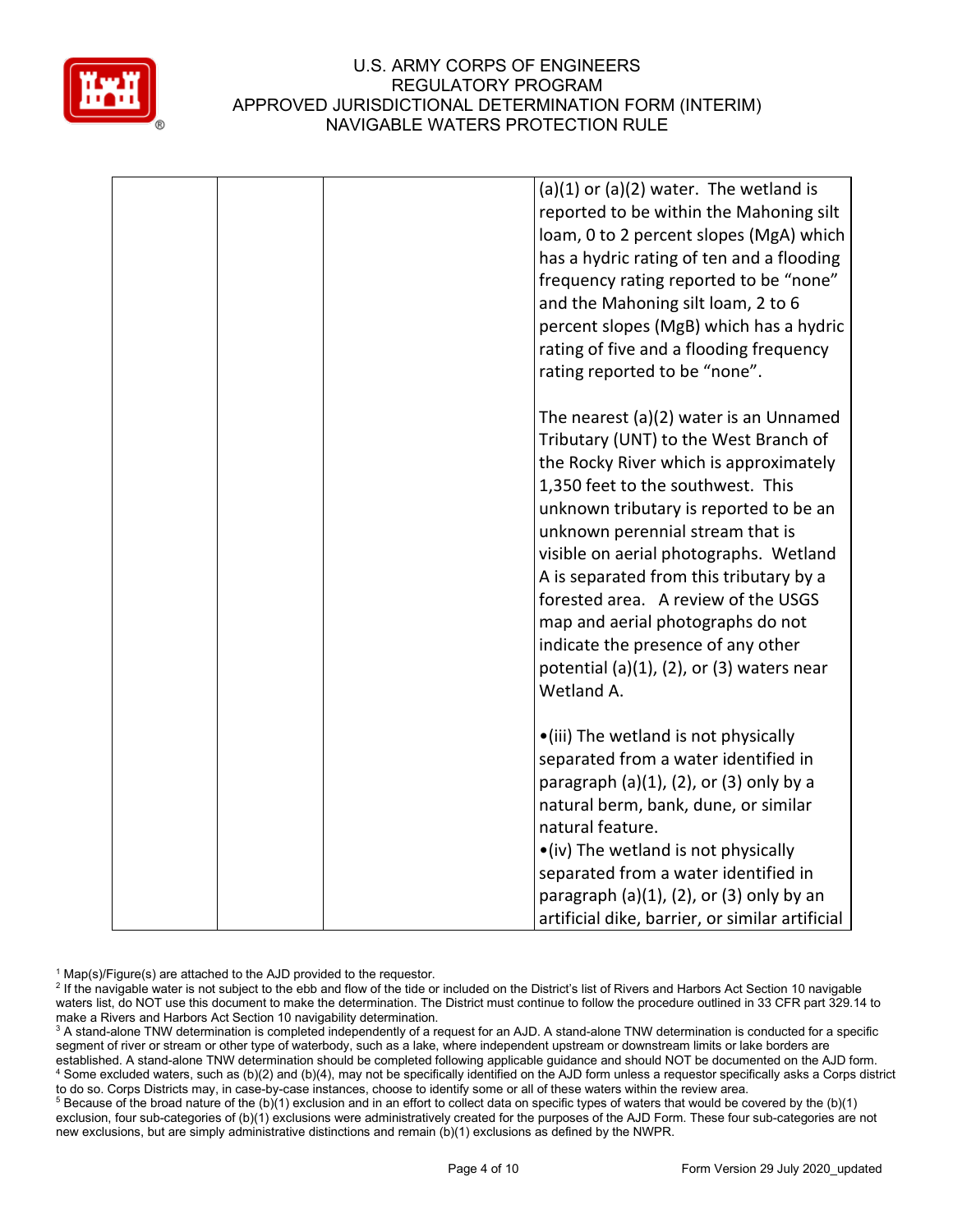| | | | (a)(1) or (a)(2) water. The wetland is reported to be within the Mahoning silt loam, 0 to 2 percent slopes (MgA) which has a hydric rating of ten and a flooding frequency rating reported to be "none" and the Mahoning silt loam, 2 to 6 percent slopes (MgB) which has a hydric rating of five and a flooding frequency rating reported to be "none".<br><br>The nearest (a)(2) water is an Unnamed Tributary (UNT) to the West Branch of the Rocky River which is approximately 1,350 feet to the southwest. This unknown tributary is reported to be an unknown perennial stream that is visible on aerial photographs. Wetland A is separated from this tributary by a forested area. A review of the USGS map and aerial photographs do not indicate the presence of any other potential (a)(1), (2), or (3) waters near Wetland A.<br><br>•(iii) The wetland is not physically separated from a water identified in paragraph (a)(1), (2), or (3) only by a natural berm, bank, dune, or similar natural feature.<br>•(iv) The wetland is not physically separated from a water identified in paragraph (a)(1), (2), or (3) only by an artificial dike, barrier, or similar artificial |
|---|---|---|---|

[1] Map(s)/Figure(s) are attached to the AJD provided to the requestor.
[2] If the navigable water is not subject to the ebb and flow of the tide or included on the District's list of Rivers and Harbors Act Section 10 navigable waters list, do NOT use this document to make the determination. The District must continue to follow the procedure outlined in 33 CFR part 329.14 to make a Rivers and Harbors Act Section 10 navigability determination.
[3] A stand-alone TNW determination is completed independently of a request for an AJD. A stand-alone TNW determination is conducted for a specific segment of river or stream or other type of waterbody, such as a lake, where independent upstream or downstream limits or lake borders are established. A stand-alone TNW determination should be completed following applicable guidance and should NOT be documented on the AJD form.
[4] Some excluded waters, such as (b)(2) and (b)(4), may not be specifically identified on the AJD form unless a requestor specifically asks a Corps district to do so. Corps Districts may, in case-by-case instances, choose to identify some or all of these waters within the review area.
[5] Because of the broad nature of the (b)(1) exclusion and in an effort to collect data on specific types of waters that would be covered by the (b)(1) exclusion, four sub-categories of (b)(1) exclusions were administratively created for the purposes of the AJD Form. These four sub-categories are not new exclusions, but are simply administrative distinctions and remain (b)(1) exclusions as defined by the NWPR.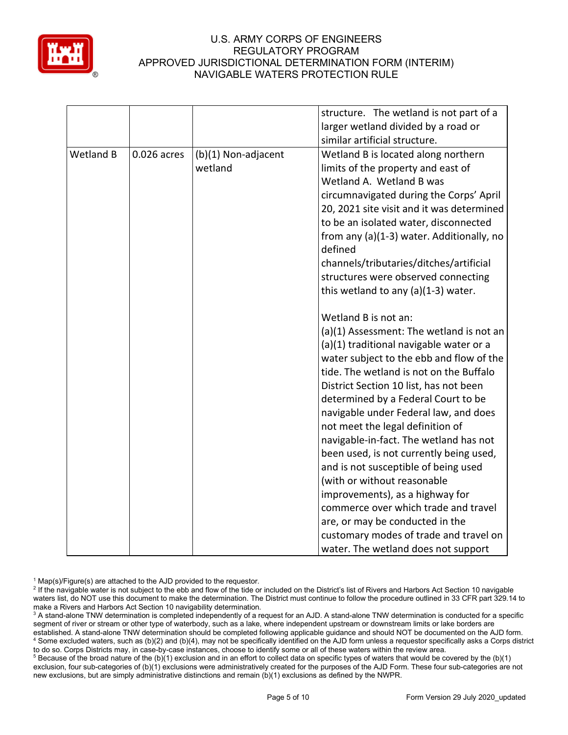| | | | |
|---|---|---|---|
| | | | structure. The wetland is not part of a larger wetland divided by a road or similar artificial structure. |
| Wetland B | 0.026 acres | (b)(1) Non-adjacent wetland | Wetland B is located along northern limits of the property and east of Wetland A. Wetland B was circumnavigated during the Corps' April 20, 2021 site visit and it was determined to be an isolated water, disconnected from any (a)(1-3) water. Additionally, no defined channels/tributaries/ditches/artificial structures were observed connecting this wetland to any (a)(1-3) water.<br><br>Wetland B is not an:<br>(a)(1) Assessment: The wetland is not an (a)(1) traditional navigable water or a water subject to the ebb and flow of the tide. The wetland is not on the Buffalo District Section 10 list, has not been determined by a Federal Court to be navigable under Federal law, and does not meet the legal definition of navigable-in-fact. The wetland has not been used, is not currently being used, and is not susceptible of being used (with or without reasonable improvements), as a highway for commerce over which trade and travel are, or may be conducted in the customary modes of trade and travel on water. The wetland does not support |

[1] Map(s)/Figure(s) are attached to the AJD provided to the requestor.
[2] If the navigable water is not subject to the ebb and flow of the tide or included on the District's list of Rivers and Harbors Act Section 10 navigable waters list, do NOT use this document to make the determination. The District must continue to follow the procedure outlined in 33 CFR part 329.14 to make a Rivers and Harbors Act Section 10 navigability determination.
[3] A stand-alone TNW determination is completed independently of a request for an AJD. A stand-alone TNW determination is conducted for a specific segment of river or stream or other type of waterbody, such as a lake, where independent upstream or downstream limits or lake borders are established. A stand-alone TNW determination should be completed following applicable guidance and should NOT be documented on the AJD form.
[4] Some excluded waters, such as (b)(2) and (b)(4), may not be specifically identified on the AJD form unless a requestor specifically asks a Corps district to do so. Corps Districts may, in case-by-case instances, choose to identify some or all of these waters within the review area.
[5] Because of the broad nature of the (b)(1) exclusion and in an effort to collect data on specific types of waters that would be covered by the (b)(1) exclusion, four sub-categories of (b)(1) exclusions were administratively created for the purposes of the AJD Form. These four sub-categories are not new exclusions, but are simply administrative distinctions and remain (b)(1) exclusions as defined by the NWPR.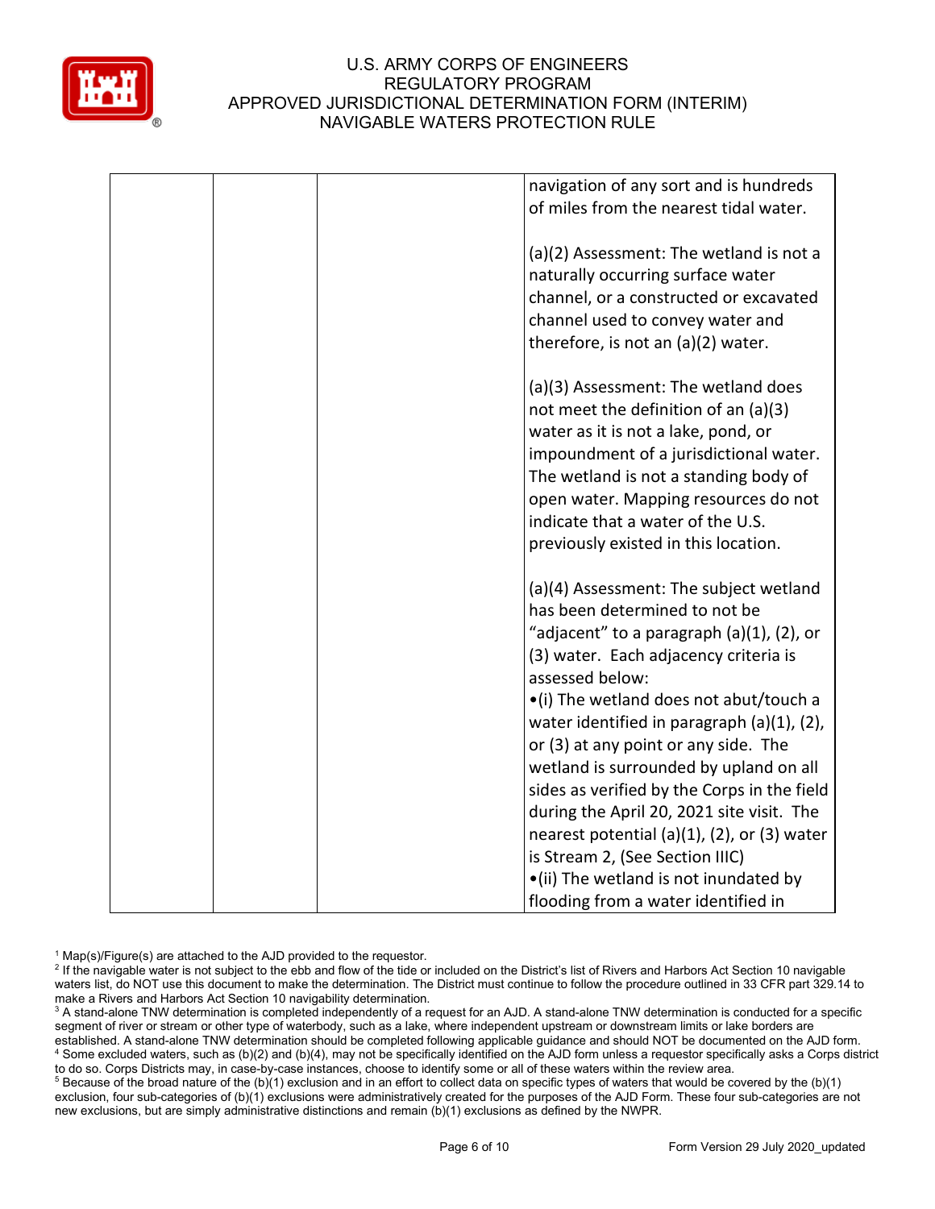| | | | |
|---|---|---|---|
| | | | navigation of any sort and is hundreds of miles from the nearest tidal water.<br><br>(a)(2) Assessment: The wetland is not a naturally occurring surface water channel, or a constructed or excavated channel used to convey water and therefore, is not an (a)(2) water.<br><br>(a)(3) Assessment: The wetland does not meet the definition of an (a)(3) water as it is not a lake, pond, or impoundment of a jurisdictional water. The wetland is not a standing body of open water. Mapping resources do not indicate that a water of the U.S. previously existed in this location.<br><br>(a)(4) Assessment: The subject wetland has been determined to not be "adjacent" to a paragraph (a)(1), (2), or (3) water. Each adjacency criteria is assessed below:<br>•(i) The wetland does not abut/touch a water identified in paragraph (a)(1), (2), or (3) at any point or any side. The wetland is surrounded by upland on all sides as verified by the Corps in the field during the April 20, 2021 site visit. The nearest potential (a)(1), (2), or (3) water is Stream 2, (See Section IIIC)<br>•(ii) The wetland is not inundated by flooding from a water identified in |

[1] Map(s)/Figure(s) are attached to the AJD provided to the requestor.

[2] If the navigable water is not subject to the ebb and flow of the tide or included on the District's list of Rivers and Harbors Act Section 10 navigable waters list, do NOT use this document to make the determination. The District must continue to follow the procedure outlined in 33 CFR part 329.14 to make a Rivers and Harbors Act Section 10 navigability determination.

[3] A stand-alone TNW determination is completed independently of a request for an AJD. A stand-alone TNW determination is conducted for a specific segment of river or stream or other type of waterbody, such as a lake, where independent upstream or downstream limits or lake borders are established. A stand-alone TNW determination should be completed following applicable guidance and should NOT be documented on the AJD form.

[4] Some excluded waters, such as (b)(2) and (b)(4), may not be specifically identified on the AJD form unless a requestor specifically asks a Corps district to do so. Corps Districts may, in case-by-case instances, choose to identify some or all of these waters within the review area.

[5] Because of the broad nature of the (b)(1) exclusion and in an effort to collect data on specific types of waters that would be covered by the (b)(1) exclusion, four sub-categories of (b)(1) exclusions were administratively created for the purposes of the AJD Form. These four sub-categories are not new exclusions, but are simply administrative distinctions and remain (b)(1) exclusions as defined by the NWPR.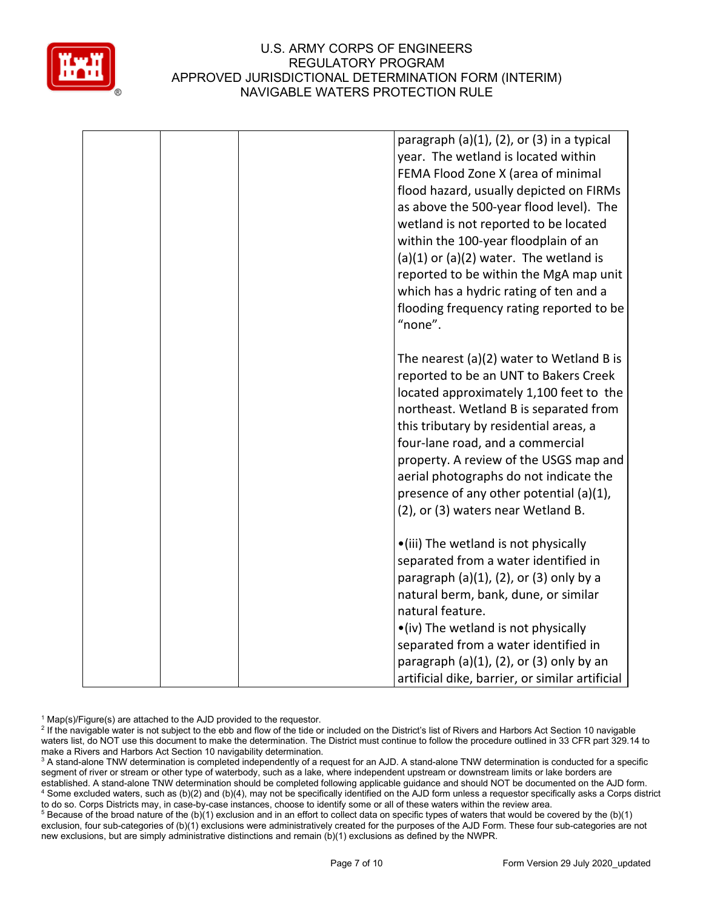| | | | |
|---|---|---|---|
| | | | paragraph (a)(1), (2), or (3) in a typical year. The wetland is located within FEMA Flood Zone X (area of minimal flood hazard, usually depicted on FIRMs as above the 500-year flood level). The wetland is not reported to be located within the 100-year floodplain of an (a)(1) or (a)(2) water. The wetland is reported to be within the MgA map unit which has a hydric rating of ten and a flooding frequency rating reported to be "none".<br><br>The nearest (a)(2) water to Wetland B is reported to be an UNT to Bakers Creek located approximately 1,100 feet to the northeast. Wetland B is separated from this tributary by residential areas, a four-lane road, and a commercial property. A review of the USGS map and aerial photographs do not indicate the presence of any other potential (a)(1), (2), or (3) waters near Wetland B.<br><br>•(iii) The wetland is not physically separated from a water identified in paragraph (a)(1), (2), or (3) only by a natural berm, bank, dune, or similar natural feature.<br>•(iv) The wetland is not physically separated from a water identified in paragraph (a)(1), (2), or (3) only by an artificial dike, barrier, or similar artificial |

[1] Map(s)/Figure(s) are attached to the AJD provided to the requestor.
[2] If the navigable water is not subject to the ebb and flow of the tide or included on the District's list of Rivers and Harbors Act Section 10 navigable waters list, do NOT use this document to make the determination. The District must continue to follow the procedure outlined in 33 CFR part 329.14 to make a Rivers and Harbors Act Section 10 navigability determination.
[3] A stand-alone TNW determination is completed independently of a request for an AJD. A stand-alone TNW determination is conducted for a specific segment of river or stream or other type of waterbody, such as a lake, where independent upstream or downstream limits or lake borders are established. A stand-alone TNW determination should be completed following applicable guidance and should NOT be documented on the AJD form.
[4] Some excluded waters, such as (b)(2) and (b)(4), may not be specifically identified on the AJD form unless a requestor specifically asks a Corps district to do so. Corps Districts may, in case-by-case instances, choose to identify some or all of these waters within the review area.
[5] Because of the broad nature of the (b)(1) exclusion and in an effort to collect data on specific types of waters that would be covered by the (b)(1) exclusion, four sub-categories of (b)(1) exclusions were administratively created for the purposes of the AJD Form. These four sub-categories are not new exclusions, but are simply administrative distinctions and remain (b)(1) exclusions as defined by the NWPR.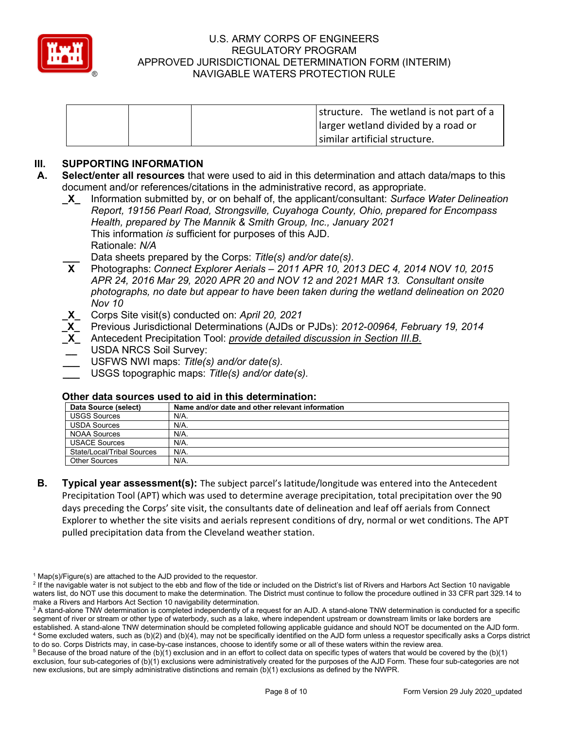| | | | structure. The wetland is not part of a larger wetland divided by a road or similar artificial structure. |
|---|---|---|---|

## III. SUPPORTING INFORMATION

**A. Select/enter all resources** that were used to aid in this determination and attach data/maps to this document and/or references/citations in the administrative record, as appropriate.

_X_ Information submitted by, or on behalf of, the applicant/consultant: *Surface Water Delineation Report, 19156 Pearl Road, Strongsville, Cuyahoga County, Ohio, prepared for Encompass Health, prepared by The Mannik & Smith Group, Inc., January 2021*
This information *is* sufficient for purposes of this AJD.
Rationale: *N/A*

___ Data sheets prepared by the Corps: *Title(s) and/or date(s).*

X Photographs: *Connect Explorer Aerials – 2011 APR 10, 2013 DEC 4, 2014 NOV 10, 2015 APR 24, 2016 Mar 29, 2020 APR 20 and NOV 12 and 2021 MAR 13. Consultant onsite photographs, no date but appear to have been taken during the wetland delineation on 2020 Nov 10*

_X_ Corps Site visit(s) conducted on: *April 20, 2021*

_X_ Previous Jurisdictional Determinations (AJDs or PJDs): *2012-00964, February 19, 2014*

_X_ Antecedent Precipitation Tool: *provide detailed discussion in Section III.B.*

__ USDA NRCS Soil Survey:

___ USFWS NWI maps: *Title(s) and/or date(s).*

___ USGS topographic maps: *Title(s) and/or date(s).*

### Other data sources used to aid in this determination:

| Data Source (select) | Name and/or date and other relevant information |
|---|---|
| USGS Sources | N/A. |
| USDA Sources | N/A. |
| NOAA Sources | N/A. |
| USACE Sources | N/A. |
| State/Local/Tribal Sources | N/A. |
| Other Sources | N/A. |

**B. Typical year assessment(s):** The subject parcel's latitude/longitude was entered into the Antecedent Precipitation Tool (APT) which was used to determine average precipitation, total precipitation over the 90 days preceding the Corps' site visit, the consultants date of delineation and leaf off aerials from Connect Explorer to whether the site visits and aerials represent conditions of dry, normal or wet conditions. The APT pulled precipitation data from the Cleveland weather station.

[1] Map(s)/Figure(s) are attached to the AJD provided to the requestor.
[2] If the navigable water is not subject to the ebb and flow of the tide or included on the District's list of Rivers and Harbors Act Section 10 navigable waters list, do NOT use this document to make the determination. The District must continue to follow the procedure outlined in 33 CFR part 329.14 to make a Rivers and Harbors Act Section 10 navigability determination.
[3] A stand-alone TNW determination is completed independently of a request for an AJD. A stand-alone TNW determination is conducted for a specific segment of river or stream or other type of waterbody, such as a lake, where independent upstream or downstream limits or lake borders are established. A stand-alone TNW determination should be completed following applicable guidance and should NOT be documented on the AJD form.
[4] Some excluded waters, such as (b)(2) and (b)(4), may not be specifically identified on the AJD form unless a requestor specifically asks a Corps district to do so. Corps Districts may, in case-by-case instances, choose to identify some or all of these waters within the review area.
[5] Because of the broad nature of the (b)(1) exclusion and in an effort to collect data on specific types of waters that would be covered by the (b)(1) exclusion, four sub-categories of (b)(1) exclusions were administratively created for the purposes of the AJD Form. These four sub-categories are not new exclusions, but are simply administrative distinctions and remain (b)(1) exclusions as defined by the NWPR.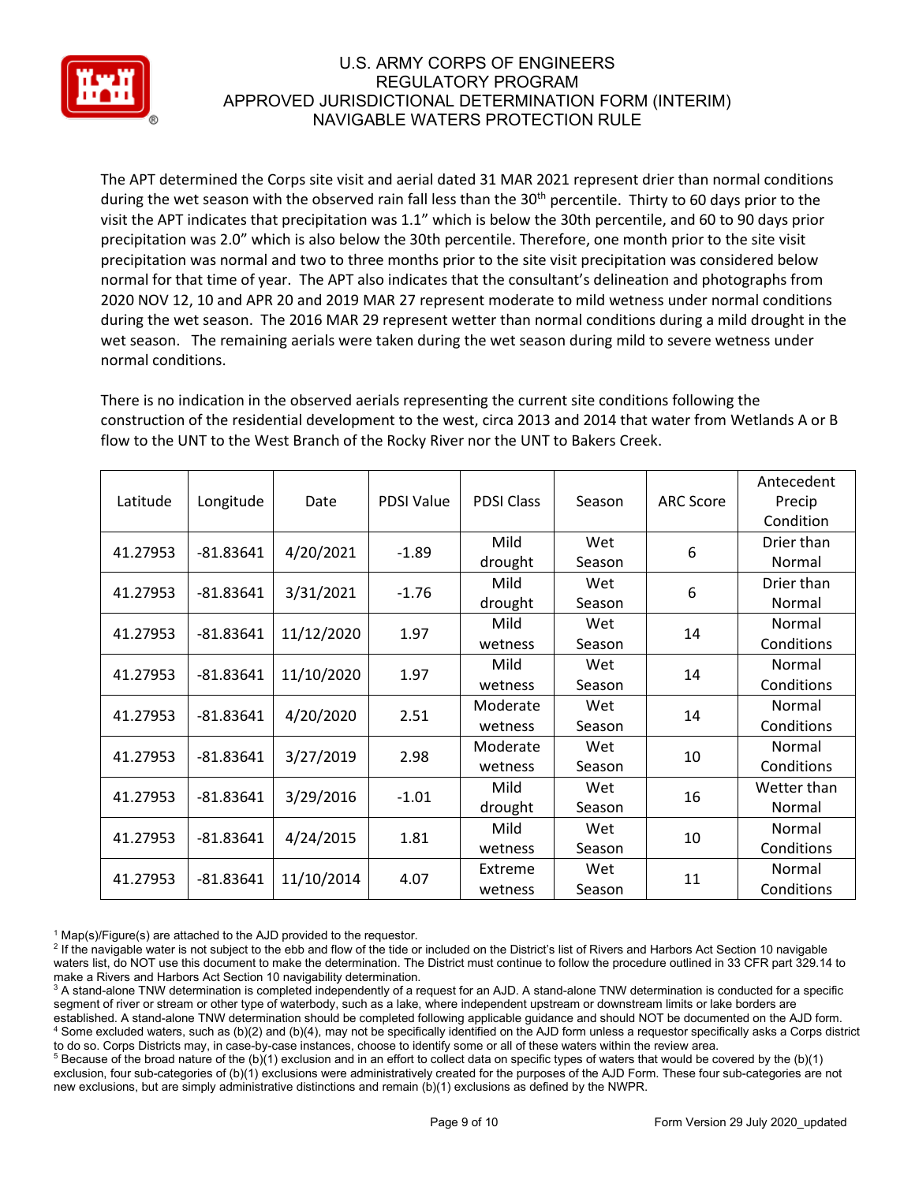The APT determined the Corps site visit and aerial dated 31 MAR 2021 represent drier than normal conditions during the wet season with the observed rain fall less than the 30th percentile. Thirty to 60 days prior to the visit the APT indicates that precipitation was 1.1" which is below the 30th percentile, and 60 to 90 days prior precipitation was 2.0" which is also below the 30th percentile. Therefore, one month prior to the site visit precipitation was normal and two to three months prior to the site visit precipitation was considered below normal for that time of year. The APT also indicates that the consultant's delineation and photographs from 2020 NOV 12, 10 and APR 20 and 2019 MAR 27 represent moderate to mild wetness under normal conditions during the wet season. The 2016 MAR 29 represent wetter than normal conditions during a mild drought in the wet season. The remaining aerials were taken during the wet season during mild to severe wetness under normal conditions.

There is no indication in the observed aerials representing the current site conditions following the construction of the residential development to the west, circa 2013 and 2014 that water from Wetlands A or B flow to the UNT to the West Branch of the Rocky River nor the UNT to Bakers Creek.

| Latitude | Longitude | Date | PDSI Value | PDSI Class | Season | ARC Score | Antecedent Precip Condition |
|---|---|---|---|---|---|---|---|
| 41.27953 | -81.83641 | 4/20/2021 | -1.89 | Mild drought | Wet Season | 6 | Drier than Normal |
| 41.27953 | -81.83641 | 3/31/2021 | -1.76 | Mild drought | Wet Season | 6 | Drier than Normal |
| 41.27953 | -81.83641 | 11/12/2020 | 1.97 | Mild wetness | Wet Season | 14 | Normal Conditions |
| 41.27953 | -81.83641 | 11/10/2020 | 1.97 | Mild wetness | Wet Season | 14 | Normal Conditions |
| 41.27953 | -81.83641 | 4/20/2020 | 2.51 | Moderate wetness | Wet Season | 14 | Normal Conditions |
| 41.27953 | -81.83641 | 3/27/2019 | 2.98 | Moderate wetness | Wet Season | 10 | Normal Conditions |
| 41.27953 | -81.83641 | 3/29/2016 | -1.01 | Mild drought | Wet Season | 16 | Wetter than Normal |
| 41.27953 | -81.83641 | 4/24/2015 | 1.81 | Mild wetness | Wet Season | 10 | Normal Conditions |
| 41.27953 | -81.83641 | 11/10/2014 | 4.07 | Extreme wetness | Wet Season | 11 | Normal Conditions |

[1] Map(s)/Figure(s) are attached to the AJD provided to the requestor.
[2] If the navigable water is not subject to the ebb and flow of the tide or included on the District's list of Rivers and Harbors Act Section 10 navigable waters list, do NOT use this document to make the determination. The District must continue to follow the procedure outlined in 33 CFR part 329.14 to make a Rivers and Harbors Act Section 10 navigability determination.
[3] A stand-alone TNW determination is completed independently of a request for an AJD. A stand-alone TNW determination is conducted for a specific segment of river or stream or other type of waterbody, such as a lake, where independent upstream or downstream limits or lake borders are established. A stand-alone TNW determination should be completed following applicable guidance and should NOT be documented on the AJD form.
[4] Some excluded waters, such as (b)(2) and (b)(4), may not be specifically identified on the AJD form unless a requestor specifically asks a Corps district to do so. Corps Districts may, in case-by-case instances, choose to identify some or all of these waters within the review area.
[5] Because of the broad nature of the (b)(1) exclusion and in an effort to collect data on specific types of waters that would be covered by the (b)(1) exclusion, four sub-categories of (b)(1) exclusions were administratively created for the purposes of the AJD Form. These four sub-categories are not new exclusions, but are simply administrative distinctions and remain (b)(1) exclusions as defined by the NWPR.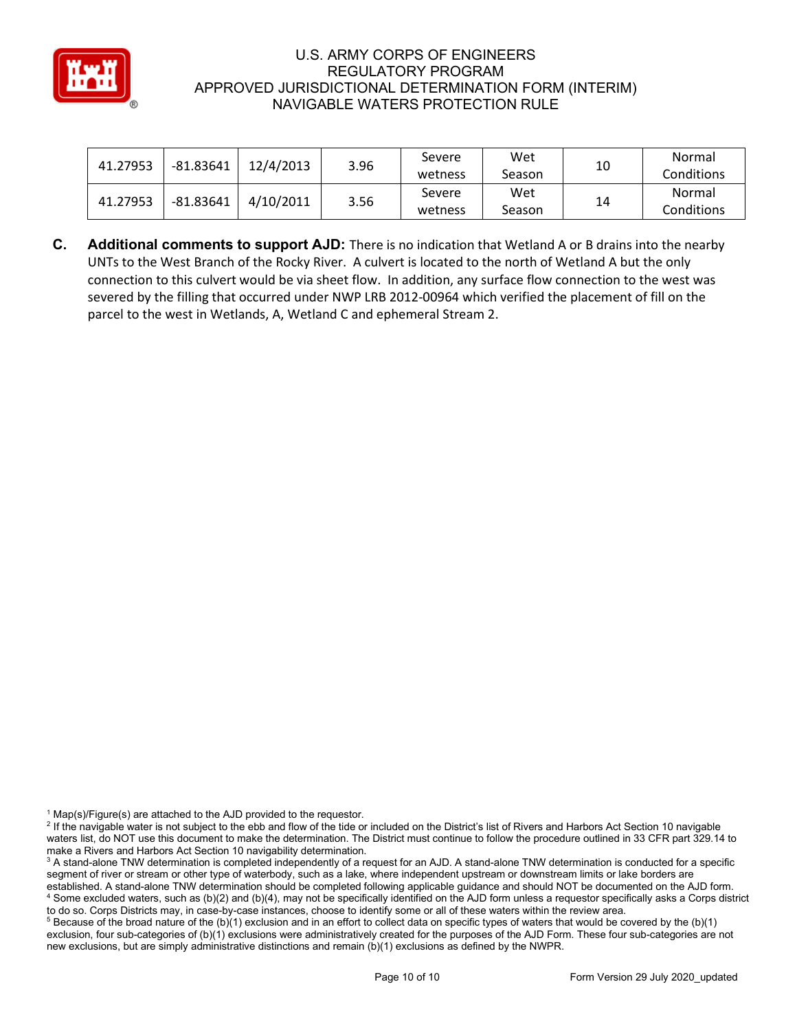| | | | | | | | |
|---|---|---|---|---|---|---|---|
| 41.27953 | -81.83641 | 12/4/2013 | 3.96 | Severe wetness | Wet Season | 10 | Normal Conditions |
| 41.27953 | -81.83641 | 4/10/2011 | 3.56 | Severe wetness | Wet Season | 14 | Normal Conditions |

**C. Additional comments to support AJD:** There is no indication that Wetland A or B drains into the nearby UNTs to the West Branch of the Rocky River. A culvert is located to the north of Wetland A but the only connection to this culvert would be via sheet flow. In addition, any surface flow connection to the west was severed by the filling that occurred under NWP LRB 2012-00964 which verified the placement of fill on the parcel to the west in Wetlands, A, Wetland C and ephemeral Stream 2.

[1] Map(s)/Figure(s) are attached to the AJD provided to the requestor.
[2] If the navigable water is not subject to the ebb and flow of the tide or included on the District's list of Rivers and Harbors Act Section 10 navigable waters list, do NOT use this document to make the determination. The District must continue to follow the procedure outlined in 33 CFR part 329.14 to make a Rivers and Harbors Act Section 10 navigability determination.
[3] A stand-alone TNW determination is completed independently of a request for an AJD. A stand-alone TNW determination is conducted for a specific segment of river or stream or other type of waterbody, such as a lake, where independent upstream or downstream limits or lake borders are established. A stand-alone TNW determination should be completed following applicable guidance and should NOT be documented on the AJD form.
[4] Some excluded waters, such as (b)(2) and (b)(4), may not be specifically identified on the AJD form unless a requestor specifically asks a Corps district to do so. Corps Districts may, in case-by-case instances, choose to identify some or all of these waters within the review area.
[5] Because of the broad nature of the (b)(1) exclusion and in an effort to collect data on specific types of waters that would be covered by the (b)(1) exclusion, four sub-categories of (b)(1) exclusions were administratively created for the purposes of the AJD Form. These four sub-categories are not new exclusions, but are simply administrative distinctions and remain (b)(1) exclusions as defined by the NWPR.